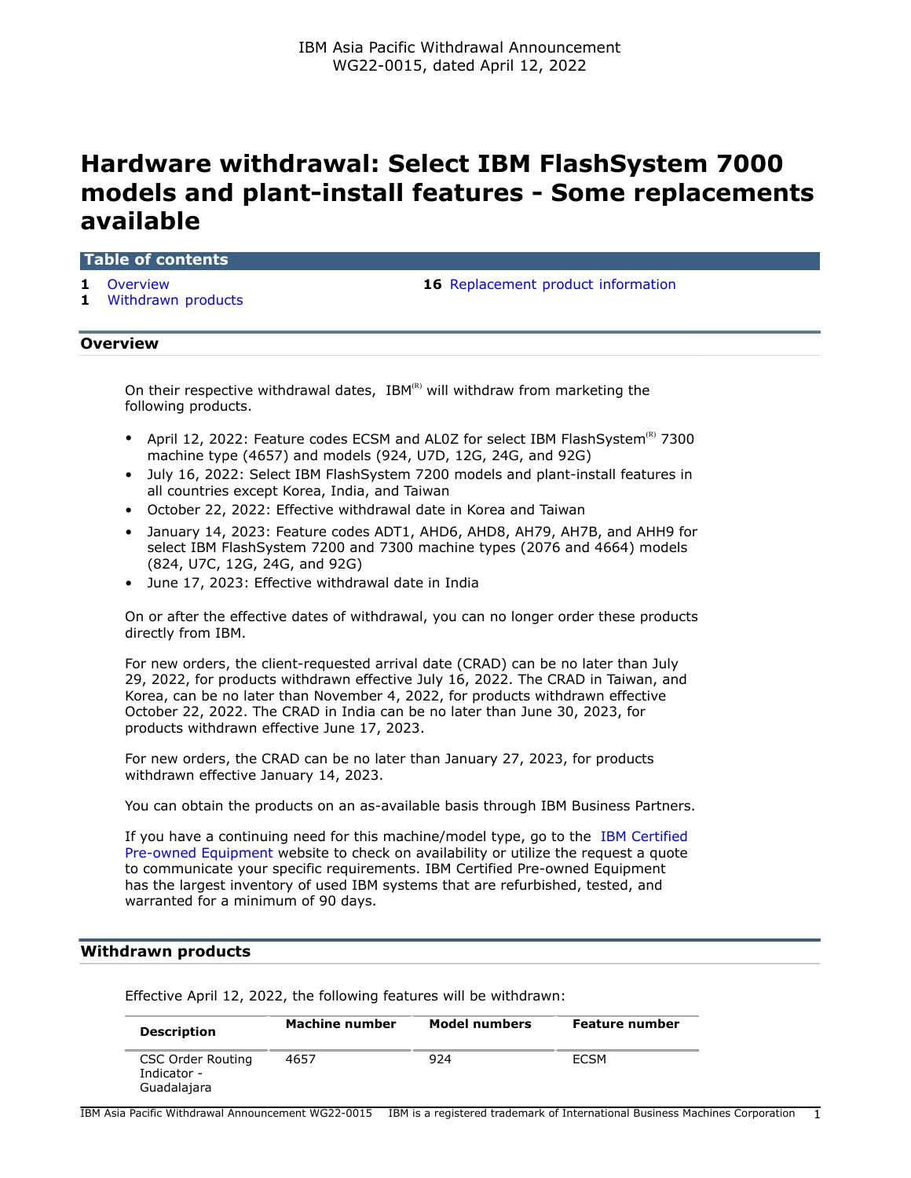IBM Asia Pacific Withdrawal Announcement
WG22-0015, dated April 12, 2022

# Hardware withdrawal: Select IBM FlashSystem 7000 models and plant-install features - Some replacements available

## Table of contents

- **1** Overview
- **1** Withdrawn products
- **16** Replacement product information

## Overview

On their respective withdrawal dates, IBM(R) will withdraw from marketing the following products.

- April 12, 2022: Feature codes ECSM and AL0Z for select IBM FlashSystem(R) 7300 machine type (4657) and models (924, U7D, 12G, 24G, and 92G)
- July 16, 2022: Select IBM FlashSystem 7200 models and plant-install features in all countries except Korea, India, and Taiwan
- October 22, 2022: Effective withdrawal date in Korea and Taiwan
- January 14, 2023: Feature codes ADT1, AHD6, AHD8, AH79, AH7B, and AHH9 for select IBM FlashSystem 7200 and 7300 machine types (2076 and 4664) models (824, U7C, 12G, 24G, and 92G)
- June 17, 2023: Effective withdrawal date in India

On or after the effective dates of withdrawal, you can no longer order these products directly from IBM.

For new orders, the client-requested arrival date (CRAD) can be no later than July 29, 2022, for products withdrawn effective July 16, 2022. The CRAD in Taiwan, and Korea, can be no later than November 4, 2022, for products withdrawn effective October 22, 2022. The CRAD in India can be no later than June 30, 2023, for products withdrawn effective June 17, 2023.

For new orders, the CRAD can be no later than January 27, 2023, for products withdrawn effective January 14, 2023.

You can obtain the products on an as-available basis through IBM Business Partners.

If you have a continuing need for this machine/model type, go to the IBM Certified Pre-owned Equipment website to check on availability or utilize the request a quote to communicate your specific requirements. IBM Certified Pre-owned Equipment has the largest inventory of used IBM systems that are refurbished, tested, and warranted for a minimum of 90 days.

## Withdrawn products

Effective April 12, 2022, the following features will be withdrawn:

| Description | Machine number | Model numbers | Feature number |
|---|---|---|---|
| CSC Order Routing Indicator - Guadalajara | 4657 | 924 | ECSM |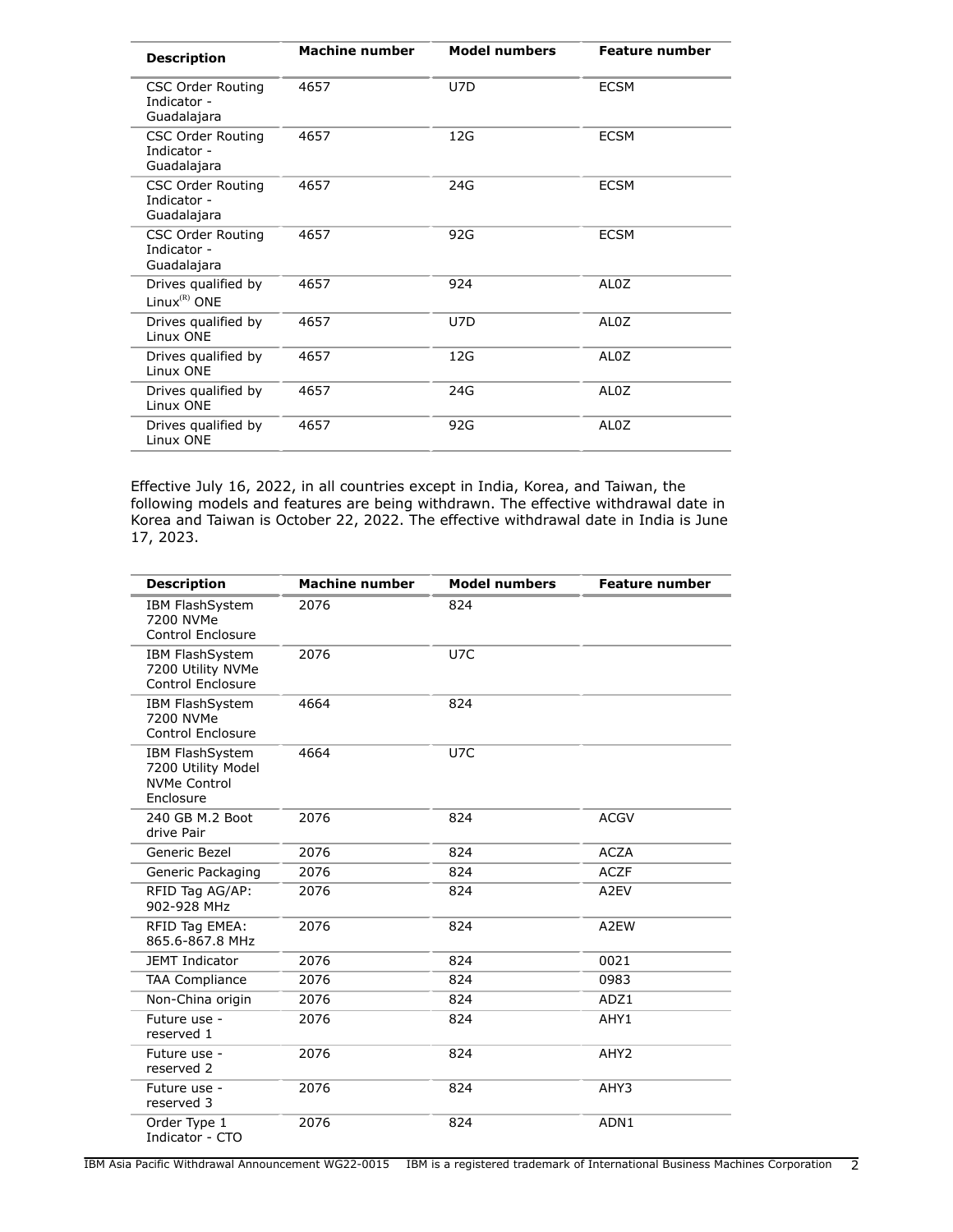| Description | Machine number | Model numbers | Feature number |
| --- | --- | --- | --- |
| CSC Order Routing Indicator - Guadalajara | 4657 | U7D | ECSM |
| CSC Order Routing Indicator - Guadalajara | 4657 | 12G | ECSM |
| CSC Order Routing Indicator - Guadalajara | 4657 | 24G | ECSM |
| CSC Order Routing Indicator - Guadalajara | 4657 | 92G | ECSM |
| Drives qualified by Linux(R) ONE | 4657 | 924 | AL0Z |
| Drives qualified by Linux ONE | 4657 | U7D | AL0Z |
| Drives qualified by Linux ONE | 4657 | 12G | AL0Z |
| Drives qualified by Linux ONE | 4657 | 24G | AL0Z |
| Drives qualified by Linux ONE | 4657 | 92G | AL0Z |

Effective July 16, 2022, in all countries except in India, Korea, and Taiwan, the following models and features are being withdrawn. The effective withdrawal date in Korea and Taiwan is October 22, 2022. The effective withdrawal date in India is June 17, 2023.

| Description | Machine number | Model numbers | Feature number |
| --- | --- | --- | --- |
| IBM FlashSystem 7200 NVMe Control Enclosure | 2076 | 824 | |
| IBM FlashSystem 7200 Utility NVMe Control Enclosure | 2076 | U7C | |
| IBM FlashSystem 7200 NVMe Control Enclosure | 4664 | 824 | |
| IBM FlashSystem 7200 Utility Model NVMe Control Enclosure | 4664 | U7C | |
| 240 GB M.2 Boot drive Pair | 2076 | 824 | ACGV |
| Generic Bezel | 2076 | 824 | ACZA |
| Generic Packaging | 2076 | 824 | ACZF |
| RFID Tag AG/AP: 902-928 MHz | 2076 | 824 | A2EV |
| RFID Tag EMEA: 865.6-867.8 MHz | 2076 | 824 | A2EW |
| JEMT Indicator | 2076 | 824 | 0021 |
| TAA Compliance | 2076 | 824 | 0983 |
| Non-China origin | 2076 | 824 | ADZ1 |
| Future use - reserved 1 | 2076 | 824 | AHY1 |
| Future use - reserved 2 | 2076 | 824 | AHY2 |
| Future use - reserved 3 | 2076 | 824 | AHY3 |
| Order Type 1 Indicator - CTO | 2076 | 824 | ADN1 |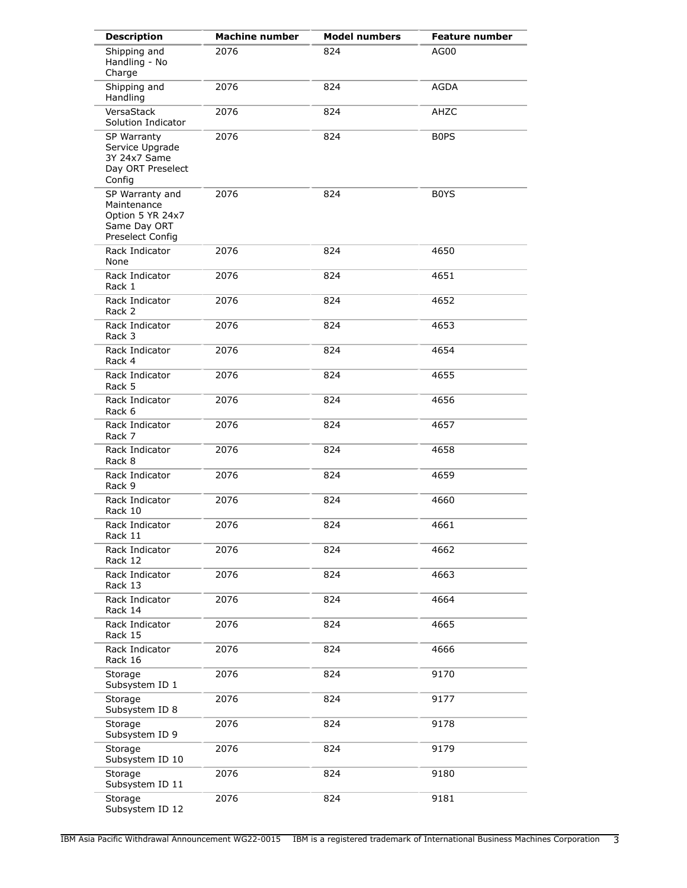| Description | Machine number | Model numbers | Feature number |
|---|---|---|---|
| Shipping and Handling - No Charge | 2076 | 824 | AG00 |
| Shipping and Handling | 2076 | 824 | AGDA |
| VersaStack Solution Indicator | 2076 | 824 | AHZC |
| SP Warranty Service Upgrade 3Y 24x7 Same Day ORT Preselect Config | 2076 | 824 | B0PS |
| SP Warranty and Maintenance Option 5 YR 24x7 Same Day ORT Preselect Config | 2076 | 824 | B0YS |
| Rack Indicator None | 2076 | 824 | 4650 |
| Rack Indicator Rack 1 | 2076 | 824 | 4651 |
| Rack Indicator Rack 2 | 2076 | 824 | 4652 |
| Rack Indicator Rack 3 | 2076 | 824 | 4653 |
| Rack Indicator Rack 4 | 2076 | 824 | 4654 |
| Rack Indicator Rack 5 | 2076 | 824 | 4655 |
| Rack Indicator Rack 6 | 2076 | 824 | 4656 |
| Rack Indicator Rack 7 | 2076 | 824 | 4657 |
| Rack Indicator Rack 8 | 2076 | 824 | 4658 |
| Rack Indicator Rack 9 | 2076 | 824 | 4659 |
| Rack Indicator Rack 10 | 2076 | 824 | 4660 |
| Rack Indicator Rack 11 | 2076 | 824 | 4661 |
| Rack Indicator Rack 12 | 2076 | 824 | 4662 |
| Rack Indicator Rack 13 | 2076 | 824 | 4663 |
| Rack Indicator Rack 14 | 2076 | 824 | 4664 |
| Rack Indicator Rack 15 | 2076 | 824 | 4665 |
| Rack Indicator Rack 16 | 2076 | 824 | 4666 |
| Storage Subsystem ID 1 | 2076 | 824 | 9170 |
| Storage Subsystem ID 8 | 2076 | 824 | 9177 |
| Storage Subsystem ID 9 | 2076 | 824 | 9178 |
| Storage Subsystem ID 10 | 2076 | 824 | 9179 |
| Storage Subsystem ID 11 | 2076 | 824 | 9180 |
| Storage Subsystem ID 12 | 2076 | 824 | 9181 |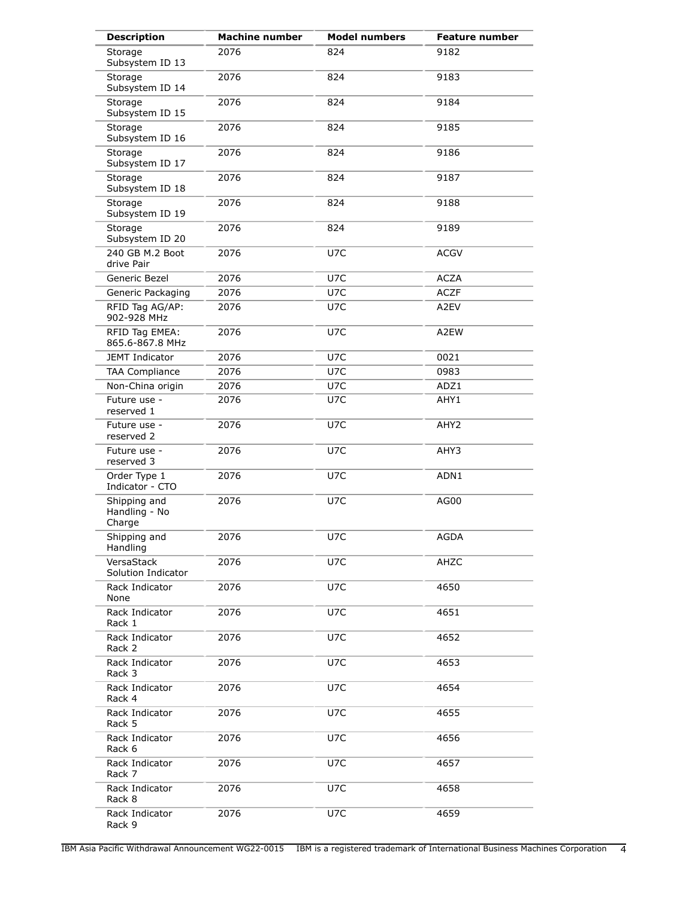| Description | Machine number | Model numbers | Feature number |
|---|---|---|---|
| Storage Subsystem ID 13 | 2076 | 824 | 9182 |
| Storage Subsystem ID 14 | 2076 | 824 | 9183 |
| Storage Subsystem ID 15 | 2076 | 824 | 9184 |
| Storage Subsystem ID 16 | 2076 | 824 | 9185 |
| Storage Subsystem ID 17 | 2076 | 824 | 9186 |
| Storage Subsystem ID 18 | 2076 | 824 | 9187 |
| Storage Subsystem ID 19 | 2076 | 824 | 9188 |
| Storage Subsystem ID 20 | 2076 | 824 | 9189 |
| 240 GB M.2 Boot drive Pair | 2076 | U7C | ACGV |
| Generic Bezel | 2076 | U7C | ACZA |
| Generic Packaging | 2076 | U7C | ACZF |
| RFID Tag AG/AP: 902-928 MHz | 2076 | U7C | A2EV |
| RFID Tag EMEA: 865.6-867.8 MHz | 2076 | U7C | A2EW |
| JEMT Indicator | 2076 | U7C | 0021 |
| TAA Compliance | 2076 | U7C | 0983 |
| Non-China origin | 2076 | U7C | ADZ1 |
| Future use - reserved 1 | 2076 | U7C | AHY1 |
| Future use - reserved 2 | 2076 | U7C | AHY2 |
| Future use - reserved 3 | 2076 | U7C | AHY3 |
| Order Type 1 Indicator - CTO | 2076 | U7C | ADN1 |
| Shipping and Handling - No Charge | 2076 | U7C | AG00 |
| Shipping and Handling | 2076 | U7C | AGDA |
| VersaStack Solution Indicator | 2076 | U7C | AHZC |
| Rack Indicator None | 2076 | U7C | 4650 |
| Rack Indicator Rack 1 | 2076 | U7C | 4651 |
| Rack Indicator Rack 2 | 2076 | U7C | 4652 |
| Rack Indicator Rack 3 | 2076 | U7C | 4653 |
| Rack Indicator Rack 4 | 2076 | U7C | 4654 |
| Rack Indicator Rack 5 | 2076 | U7C | 4655 |
| Rack Indicator Rack 6 | 2076 | U7C | 4656 |
| Rack Indicator Rack 7 | 2076 | U7C | 4657 |
| Rack Indicator Rack 8 | 2076 | U7C | 4658 |
| Rack Indicator Rack 9 | 2076 | U7C | 4659 |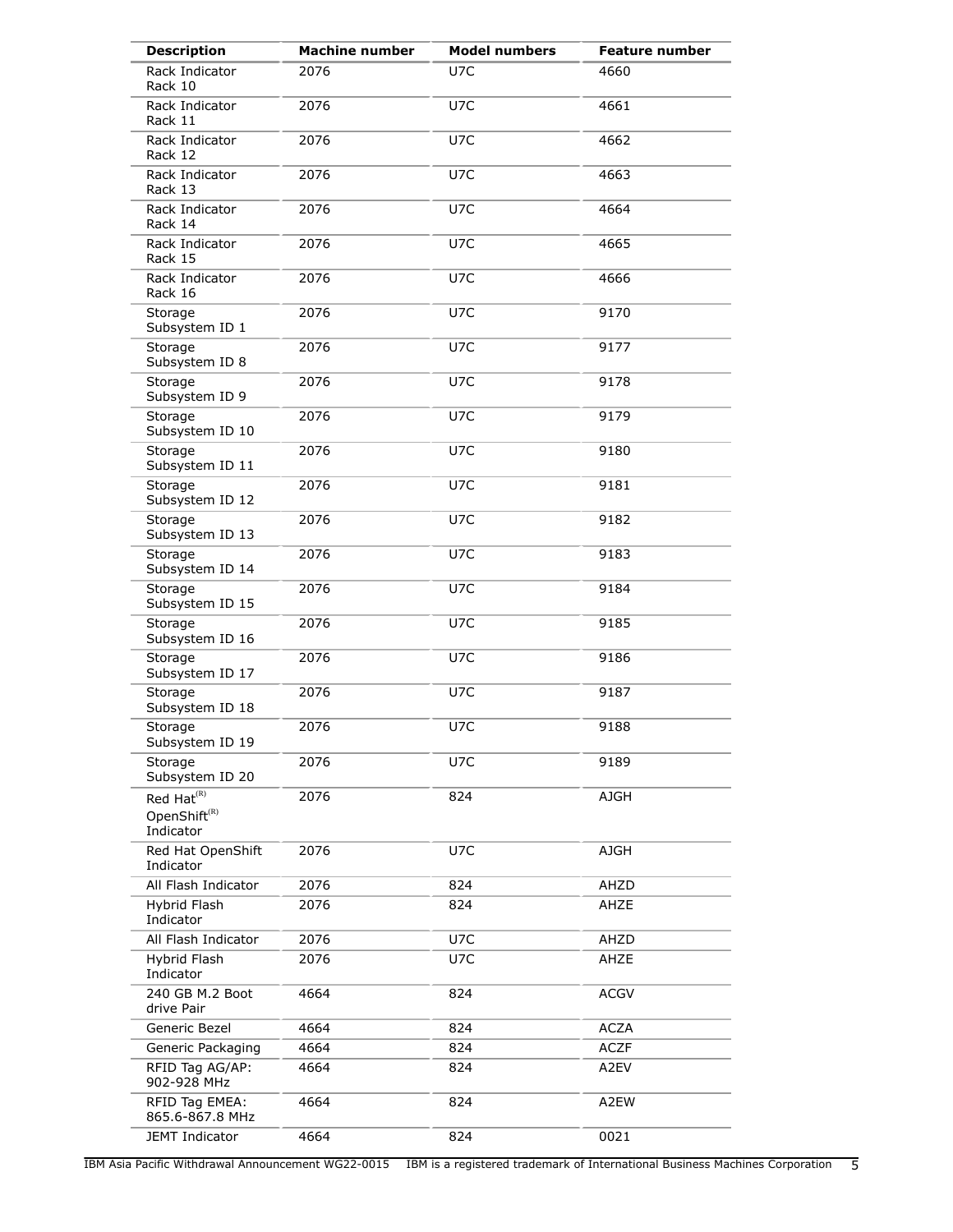| Description | Machine number | Model numbers | Feature number |
|---|---|---|---|
| Rack Indicator Rack 10 | 2076 | U7C | 4660 |
| Rack Indicator Rack 11 | 2076 | U7C | 4661 |
| Rack Indicator Rack 12 | 2076 | U7C | 4662 |
| Rack Indicator Rack 13 | 2076 | U7C | 4663 |
| Rack Indicator Rack 14 | 2076 | U7C | 4664 |
| Rack Indicator Rack 15 | 2076 | U7C | 4665 |
| Rack Indicator Rack 16 | 2076 | U7C | 4666 |
| Storage Subsystem ID 1 | 2076 | U7C | 9170 |
| Storage Subsystem ID 8 | 2076 | U7C | 9177 |
| Storage Subsystem ID 9 | 2076 | U7C | 9178 |
| Storage Subsystem ID 10 | 2076 | U7C | 9179 |
| Storage Subsystem ID 11 | 2076 | U7C | 9180 |
| Storage Subsystem ID 12 | 2076 | U7C | 9181 |
| Storage Subsystem ID 13 | 2076 | U7C | 9182 |
| Storage Subsystem ID 14 | 2076 | U7C | 9183 |
| Storage Subsystem ID 15 | 2076 | U7C | 9184 |
| Storage Subsystem ID 16 | 2076 | U7C | 9185 |
| Storage Subsystem ID 17 | 2076 | U7C | 9186 |
| Storage Subsystem ID 18 | 2076 | U7C | 9187 |
| Storage Subsystem ID 19 | 2076 | U7C | 9188 |
| Storage Subsystem ID 20 | 2076 | U7C | 9189 |
| Red Hat(R) OpenShift(R) Indicator | 2076 | 824 | AJGH |
| Red Hat OpenShift Indicator | 2076 | U7C | AJGH |
| All Flash Indicator | 2076 | 824 | AHZD |
| Hybrid Flash Indicator | 2076 | 824 | AHZE |
| All Flash Indicator | 2076 | U7C | AHZD |
| Hybrid Flash Indicator | 2076 | U7C | AHZE |
| 240 GB M.2 Boot drive Pair | 4664 | 824 | ACGV |
| Generic Bezel | 4664 | 824 | ACZA |
| Generic Packaging | 4664 | 824 | ACZF |
| RFID Tag AG/AP: 902-928 MHz | 4664 | 824 | A2EV |
| RFID Tag EMEA: 865.6-867.8 MHz | 4664 | 824 | A2EW |
| JEMT Indicator | 4664 | 824 | 0021 |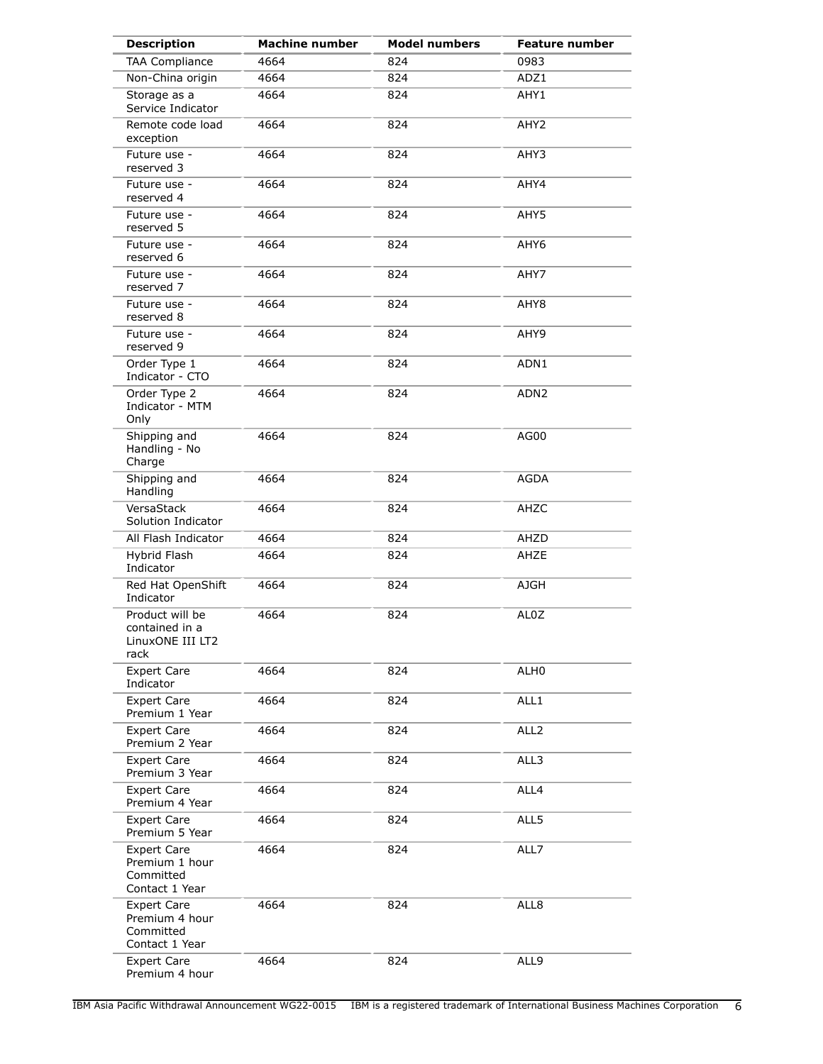| Description | Machine number | Model numbers | Feature number |
|---|---|---|---|
| TAA Compliance | 4664 | 824 | 0983 |
| Non-China origin | 4664 | 824 | ADZ1 |
| Storage as a Service Indicator | 4664 | 824 | AHY1 |
| Remote code load exception | 4664 | 824 | AHY2 |
| Future use - reserved 3 | 4664 | 824 | AHY3 |
| Future use - reserved 4 | 4664 | 824 | AHY4 |
| Future use - reserved 5 | 4664 | 824 | AHY5 |
| Future use - reserved 6 | 4664 | 824 | AHY6 |
| Future use - reserved 7 | 4664 | 824 | AHY7 |
| Future use - reserved 8 | 4664 | 824 | AHY8 |
| Future use - reserved 9 | 4664 | 824 | AHY9 |
| Order Type 1 Indicator - CTO | 4664 | 824 | ADN1 |
| Order Type 2 Indicator - MTM Only | 4664 | 824 | ADN2 |
| Shipping and Handling - No Charge | 4664 | 824 | AG00 |
| Shipping and Handling | 4664 | 824 | AGDA |
| VersaStack Solution Indicator | 4664 | 824 | AHZC |
| All Flash Indicator | 4664 | 824 | AHZD |
| Hybrid Flash Indicator | 4664 | 824 | AHZE |
| Red Hat OpenShift Indicator | 4664 | 824 | AJGH |
| Product will be contained in a LinuxONE III LT2 rack | 4664 | 824 | AL0Z |
| Expert Care Indicator | 4664 | 824 | ALH0 |
| Expert Care Premium 1 Year | 4664 | 824 | ALL1 |
| Expert Care Premium 2 Year | 4664 | 824 | ALL2 |
| Expert Care Premium 3 Year | 4664 | 824 | ALL3 |
| Expert Care Premium 4 Year | 4664 | 824 | ALL4 |
| Expert Care Premium 5 Year | 4664 | 824 | ALL5 |
| Expert Care Premium 1 hour Committed Contact 1 Year | 4664 | 824 | ALL7 |
| Expert Care Premium 4 hour Committed Contact 1 Year | 4664 | 824 | ALL8 |
| Expert Care Premium 4 hour | 4664 | 824 | ALL9 |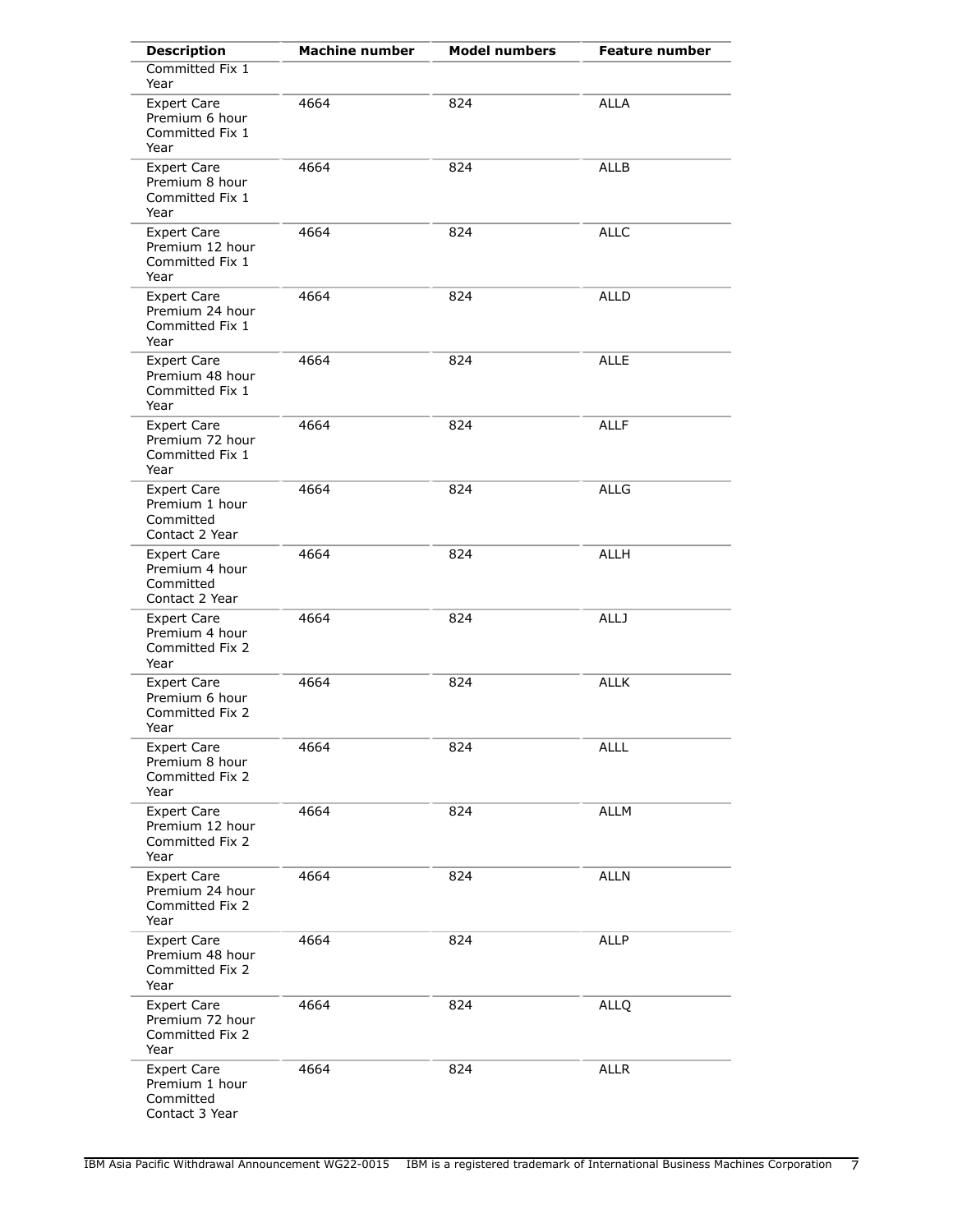| Description | Machine number | Model numbers | Feature number |
|---|---|---|---|
| Committed Fix 1 Year | | | |
| Expert Care Premium 6 hour Committed Fix 1 Year | 4664 | 824 | ALLA |
| Expert Care Premium 8 hour Committed Fix 1 Year | 4664 | 824 | ALLB |
| Expert Care Premium 12 hour Committed Fix 1 Year | 4664 | 824 | ALLC |
| Expert Care Premium 24 hour Committed Fix 1 Year | 4664 | 824 | ALLD |
| Expert Care Premium 48 hour Committed Fix 1 Year | 4664 | 824 | ALLE |
| Expert Care Premium 72 hour Committed Fix 1 Year | 4664 | 824 | ALLF |
| Expert Care Premium 1 hour Committed Contact 2 Year | 4664 | 824 | ALLG |
| Expert Care Premium 4 hour Committed Contact 2 Year | 4664 | 824 | ALLH |
| Expert Care Premium 4 hour Committed Fix 2 Year | 4664 | 824 | ALLJ |
| Expert Care Premium 6 hour Committed Fix 2 Year | 4664 | 824 | ALLK |
| Expert Care Premium 8 hour Committed Fix 2 Year | 4664 | 824 | ALLL |
| Expert Care Premium 12 hour Committed Fix 2 Year | 4664 | 824 | ALLM |
| Expert Care Premium 24 hour Committed Fix 2 Year | 4664 | 824 | ALLN |
| Expert Care Premium 48 hour Committed Fix 2 Year | 4664 | 824 | ALLP |
| Expert Care Premium 72 hour Committed Fix 2 Year | 4664 | 824 | ALLQ |
| Expert Care Premium 1 hour Committed Contact 3 Year | 4664 | 824 | ALLR |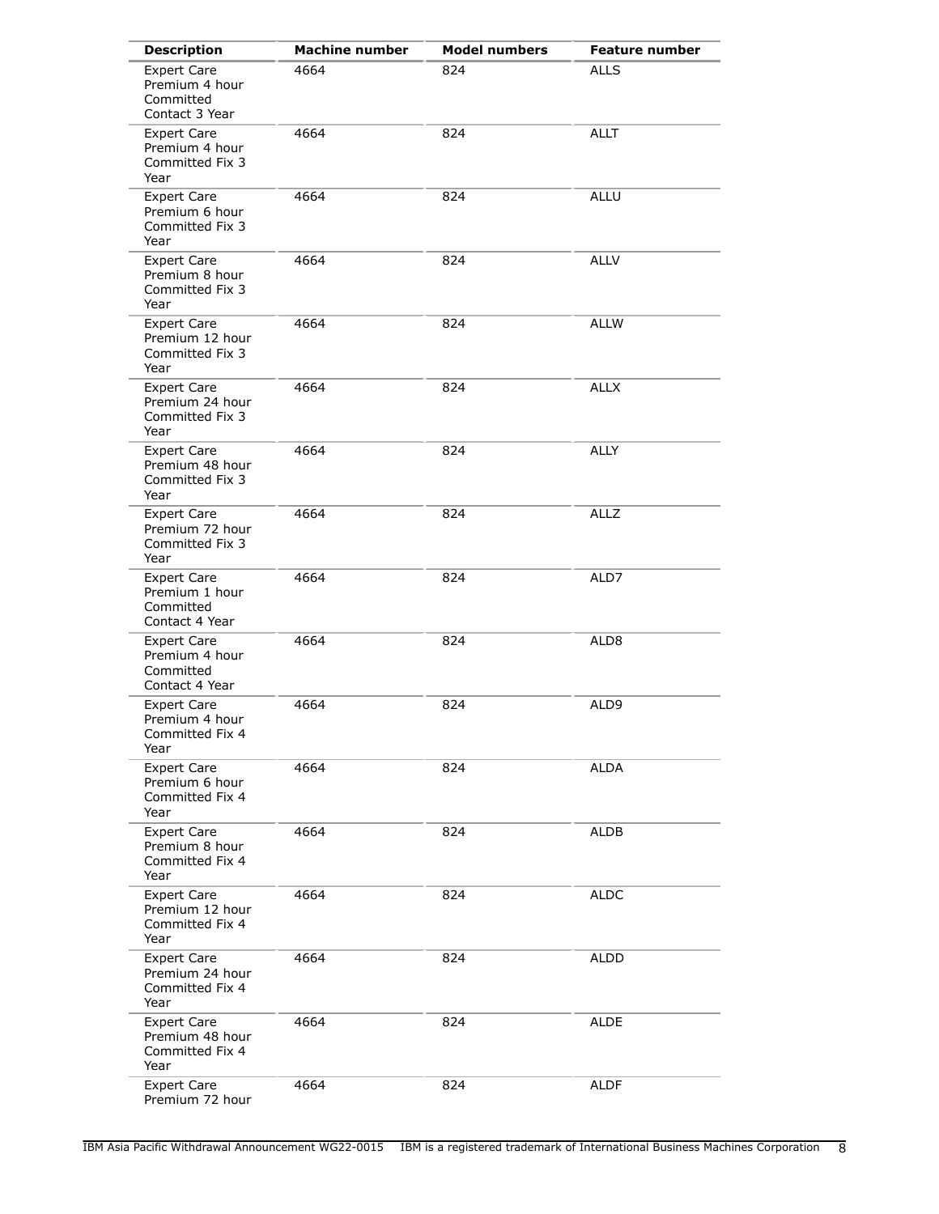| Description | Machine number | Model numbers | Feature number |
|---|---|---|---|
| Expert Care Premium 4 hour Committed Contact 3 Year | 4664 | 824 | ALLS |
| Expert Care Premium 4 hour Committed Fix 3 Year | 4664 | 824 | ALLT |
| Expert Care Premium 6 hour Committed Fix 3 Year | 4664 | 824 | ALLU |
| Expert Care Premium 8 hour Committed Fix 3 Year | 4664 | 824 | ALLV |
| Expert Care Premium 12 hour Committed Fix 3 Year | 4664 | 824 | ALLW |
| Expert Care Premium 24 hour Committed Fix 3 Year | 4664 | 824 | ALLX |
| Expert Care Premium 48 hour Committed Fix 3 Year | 4664 | 824 | ALLY |
| Expert Care Premium 72 hour Committed Fix 3 Year | 4664 | 824 | ALLZ |
| Expert Care Premium 1 hour Committed Contact 4 Year | 4664 | 824 | ALD7 |
| Expert Care Premium 4 hour Committed Contact 4 Year | 4664 | 824 | ALD8 |
| Expert Care Premium 4 hour Committed Fix 4 Year | 4664 | 824 | ALD9 |
| Expert Care Premium 6 hour Committed Fix 4 Year | 4664 | 824 | ALDA |
| Expert Care Premium 8 hour Committed Fix 4 Year | 4664 | 824 | ALDB |
| Expert Care Premium 12 hour Committed Fix 4 Year | 4664 | 824 | ALDC |
| Expert Care Premium 24 hour Committed Fix 4 Year | 4664 | 824 | ALDD |
| Expert Care Premium 48 hour Committed Fix 4 Year | 4664 | 824 | ALDE |
| Expert Care Premium 72 hour | 4664 | 824 | ALDF |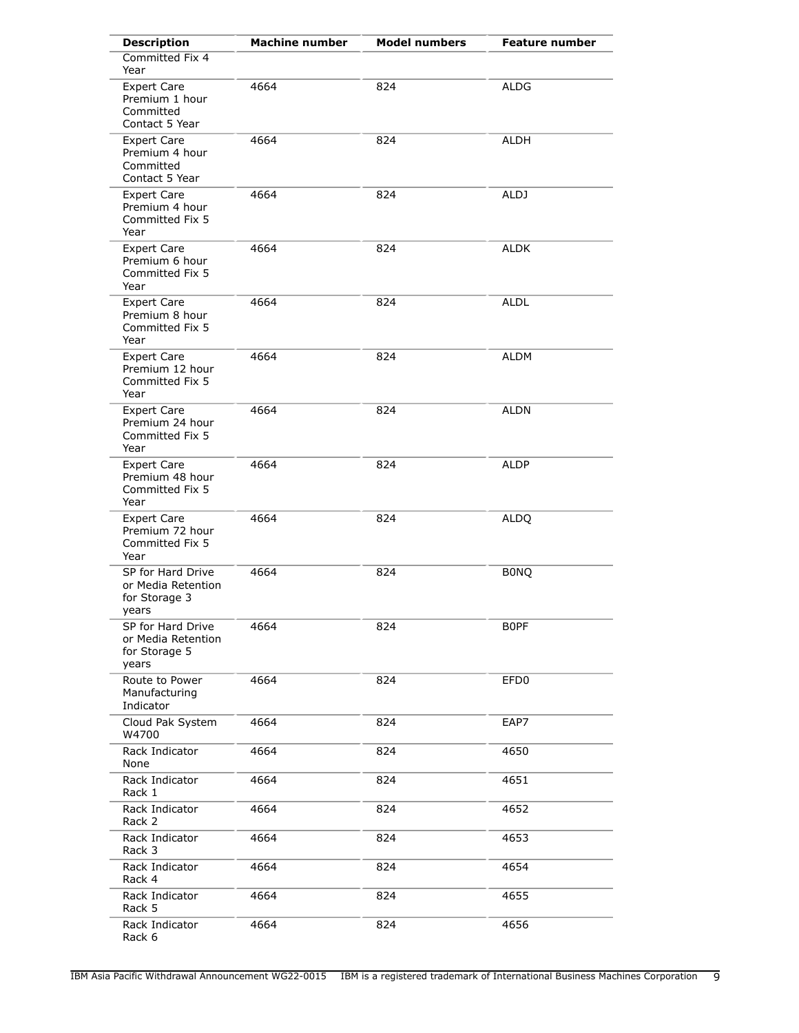| Description | Machine number | Model numbers | Feature number |
|---|---|---|---|
| Committed Fix 4 Year | | | |
| Expert Care Premium 1 hour Committed Contact 5 Year | 4664 | 824 | ALDG |
| Expert Care Premium 4 hour Committed Contact 5 Year | 4664 | 824 | ALDH |
| Expert Care Premium 4 hour Committed Fix 5 Year | 4664 | 824 | ALDJ |
| Expert Care Premium 6 hour Committed Fix 5 Year | 4664 | 824 | ALDK |
| Expert Care Premium 8 hour Committed Fix 5 Year | 4664 | 824 | ALDL |
| Expert Care Premium 12 hour Committed Fix 5 Year | 4664 | 824 | ALDM |
| Expert Care Premium 24 hour Committed Fix 5 Year | 4664 | 824 | ALDN |
| Expert Care Premium 48 hour Committed Fix 5 Year | 4664 | 824 | ALDP |
| Expert Care Premium 72 hour Committed Fix 5 Year | 4664 | 824 | ALDQ |
| SP for Hard Drive or Media Retention for Storage 3 years | 4664 | 824 | B0NQ |
| SP for Hard Drive or Media Retention for Storage 5 years | 4664 | 824 | B0PF |
| Route to Power Manufacturing Indicator | 4664 | 824 | EFD0 |
| Cloud Pak System W4700 | 4664 | 824 | EAP7 |
| Rack Indicator None | 4664 | 824 | 4650 |
| Rack Indicator Rack 1 | 4664 | 824 | 4651 |
| Rack Indicator Rack 2 | 4664 | 824 | 4652 |
| Rack Indicator Rack 3 | 4664 | 824 | 4653 |
| Rack Indicator Rack 4 | 4664 | 824 | 4654 |
| Rack Indicator Rack 5 | 4664 | 824 | 4655 |
| Rack Indicator Rack 6 | 4664 | 824 | 4656 |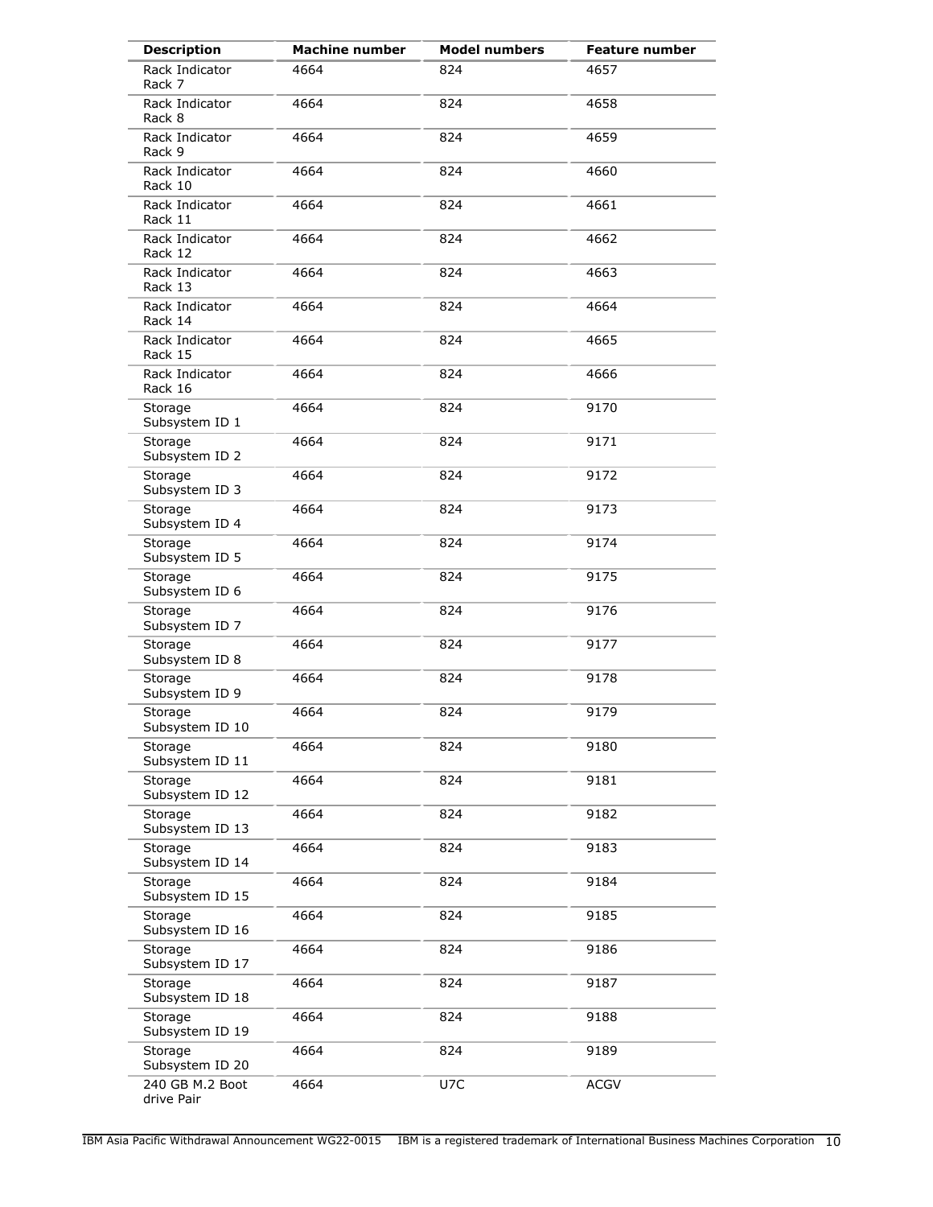| Description | Machine number | Model numbers | Feature number |
|---|---|---|---|
| Rack Indicator Rack 7 | 4664 | 824 | 4657 |
| Rack Indicator Rack 8 | 4664 | 824 | 4658 |
| Rack Indicator Rack 9 | 4664 | 824 | 4659 |
| Rack Indicator Rack 10 | 4664 | 824 | 4660 |
| Rack Indicator Rack 11 | 4664 | 824 | 4661 |
| Rack Indicator Rack 12 | 4664 | 824 | 4662 |
| Rack Indicator Rack 13 | 4664 | 824 | 4663 |
| Rack Indicator Rack 14 | 4664 | 824 | 4664 |
| Rack Indicator Rack 15 | 4664 | 824 | 4665 |
| Rack Indicator Rack 16 | 4664 | 824 | 4666 |
| Storage Subsystem ID 1 | 4664 | 824 | 9170 |
| Storage Subsystem ID 2 | 4664 | 824 | 9171 |
| Storage Subsystem ID 3 | 4664 | 824 | 9172 |
| Storage Subsystem ID 4 | 4664 | 824 | 9173 |
| Storage Subsystem ID 5 | 4664 | 824 | 9174 |
| Storage Subsystem ID 6 | 4664 | 824 | 9175 |
| Storage Subsystem ID 7 | 4664 | 824 | 9176 |
| Storage Subsystem ID 8 | 4664 | 824 | 9177 |
| Storage Subsystem ID 9 | 4664 | 824 | 9178 |
| Storage Subsystem ID 10 | 4664 | 824 | 9179 |
| Storage Subsystem ID 11 | 4664 | 824 | 9180 |
| Storage Subsystem ID 12 | 4664 | 824 | 9181 |
| Storage Subsystem ID 13 | 4664 | 824 | 9182 |
| Storage Subsystem ID 14 | 4664 | 824 | 9183 |
| Storage Subsystem ID 15 | 4664 | 824 | 9184 |
| Storage Subsystem ID 16 | 4664 | 824 | 9185 |
| Storage Subsystem ID 17 | 4664 | 824 | 9186 |
| Storage Subsystem ID 18 | 4664 | 824 | 9187 |
| Storage Subsystem ID 19 | 4664 | 824 | 9188 |
| Storage Subsystem ID 20 | 4664 | 824 | 9189 |
| 240 GB M.2 Boot drive Pair | 4664 | U7C | ACGV |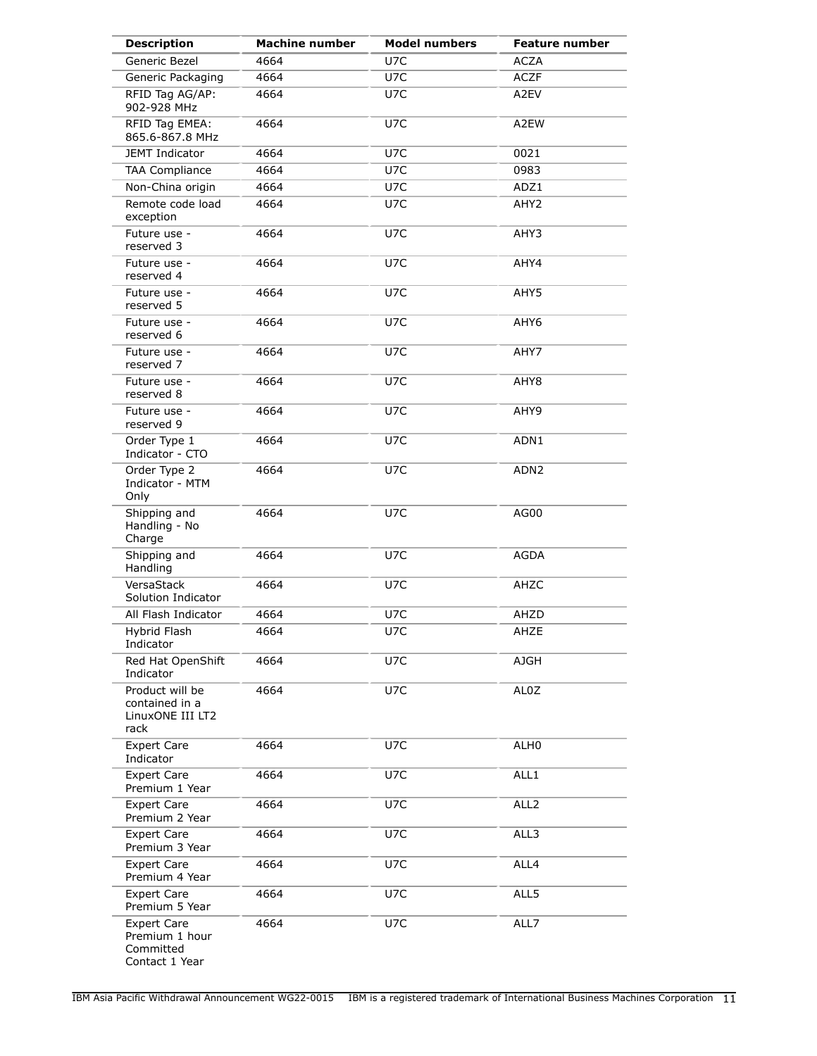| Description | Machine number | Model numbers | Feature number |
|---|---|---|---|
| Generic Bezel | 4664 | U7C | ACZA |
| Generic Packaging | 4664 | U7C | ACZF |
| RFID Tag AG/AP: 902-928 MHz | 4664 | U7C | A2EV |
| RFID Tag EMEA: 865.6-867.8 MHz | 4664 | U7C | A2EW |
| JEMT Indicator | 4664 | U7C | 0021 |
| TAA Compliance | 4664 | U7C | 0983 |
| Non-China origin | 4664 | U7C | ADZ1 |
| Remote code load exception | 4664 | U7C | AHY2 |
| Future use - reserved 3 | 4664 | U7C | AHY3 |
| Future use - reserved 4 | 4664 | U7C | AHY4 |
| Future use - reserved 5 | 4664 | U7C | AHY5 |
| Future use - reserved 6 | 4664 | U7C | AHY6 |
| Future use - reserved 7 | 4664 | U7C | AHY7 |
| Future use - reserved 8 | 4664 | U7C | AHY8 |
| Future use - reserved 9 | 4664 | U7C | AHY9 |
| Order Type 1 Indicator - CTO | 4664 | U7C | ADN1 |
| Order Type 2 Indicator - MTM Only | 4664 | U7C | ADN2 |
| Shipping and Handling - No Charge | 4664 | U7C | AG00 |
| Shipping and Handling | 4664 | U7C | AGDA |
| VersaStack Solution Indicator | 4664 | U7C | AHZC |
| All Flash Indicator | 4664 | U7C | AHZD |
| Hybrid Flash Indicator | 4664 | U7C | AHZE |
| Red Hat OpenShift Indicator | 4664 | U7C | AJGH |
| Product will be contained in a LinuxONE III LT2 rack | 4664 | U7C | AL0Z |
| Expert Care Indicator | 4664 | U7C | ALH0 |
| Expert Care Premium 1 Year | 4664 | U7C | ALL1 |
| Expert Care Premium 2 Year | 4664 | U7C | ALL2 |
| Expert Care Premium 3 Year | 4664 | U7C | ALL3 |
| Expert Care Premium 4 Year | 4664 | U7C | ALL4 |
| Expert Care Premium 5 Year | 4664 | U7C | ALL5 |
| Expert Care Premium 1 hour Committed Contact 1 Year | 4664 | U7C | ALL7 |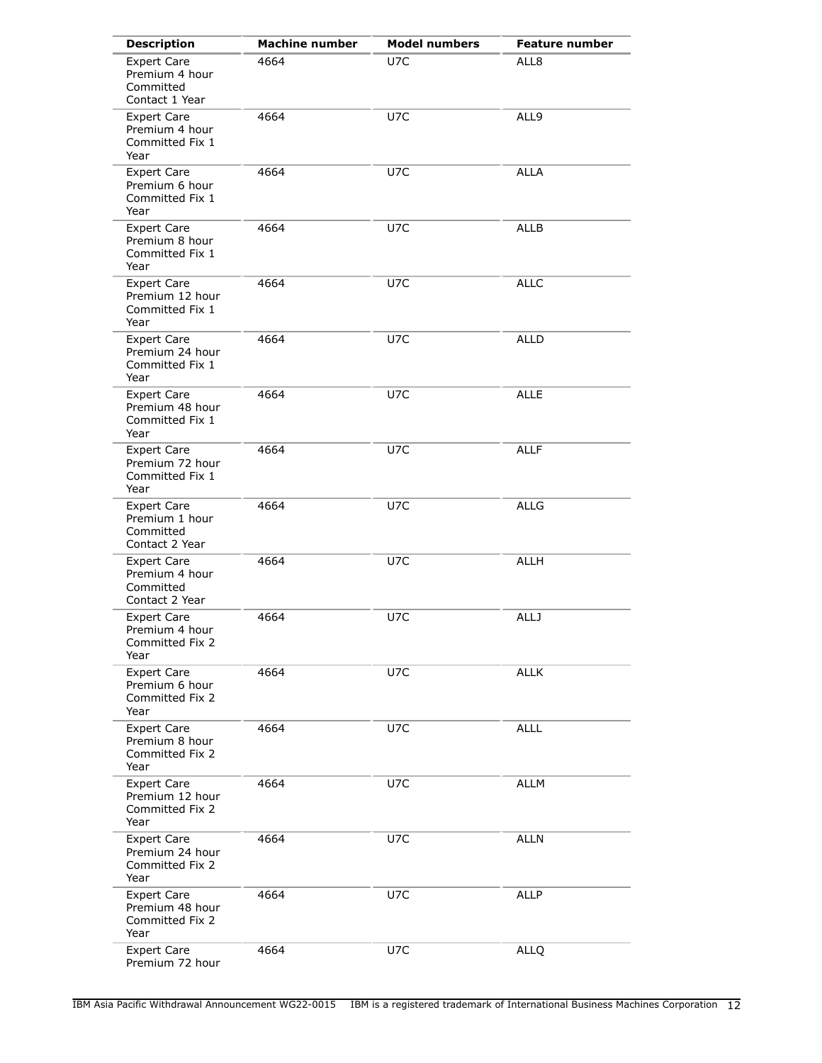| Description | Machine number | Model numbers | Feature number |
| --- | --- | --- | --- |
| Expert Care Premium 4 hour Committed Contact 1 Year | 4664 | U7C | ALL8 |
| Expert Care Premium 4 hour Committed Fix 1 Year | 4664 | U7C | ALL9 |
| Expert Care Premium 6 hour Committed Fix 1 Year | 4664 | U7C | ALLA |
| Expert Care Premium 8 hour Committed Fix 1 Year | 4664 | U7C | ALLB |
| Expert Care Premium 12 hour Committed Fix 1 Year | 4664 | U7C | ALLC |
| Expert Care Premium 24 hour Committed Fix 1 Year | 4664 | U7C | ALLD |
| Expert Care Premium 48 hour Committed Fix 1 Year | 4664 | U7C | ALLE |
| Expert Care Premium 72 hour Committed Fix 1 Year | 4664 | U7C | ALLF |
| Expert Care Premium 1 hour Committed Contact 2 Year | 4664 | U7C | ALLG |
| Expert Care Premium 4 hour Committed Contact 2 Year | 4664 | U7C | ALLH |
| Expert Care Premium 4 hour Committed Fix 2 Year | 4664 | U7C | ALLJ |
| Expert Care Premium 6 hour Committed Fix 2 Year | 4664 | U7C | ALLK |
| Expert Care Premium 8 hour Committed Fix 2 Year | 4664 | U7C | ALLL |
| Expert Care Premium 12 hour Committed Fix 2 Year | 4664 | U7C | ALLM |
| Expert Care Premium 24 hour Committed Fix 2 Year | 4664 | U7C | ALLN |
| Expert Care Premium 48 hour Committed Fix 2 Year | 4664 | U7C | ALLP |
| Expert Care Premium 72 hour | 4664 | U7C | ALLQ |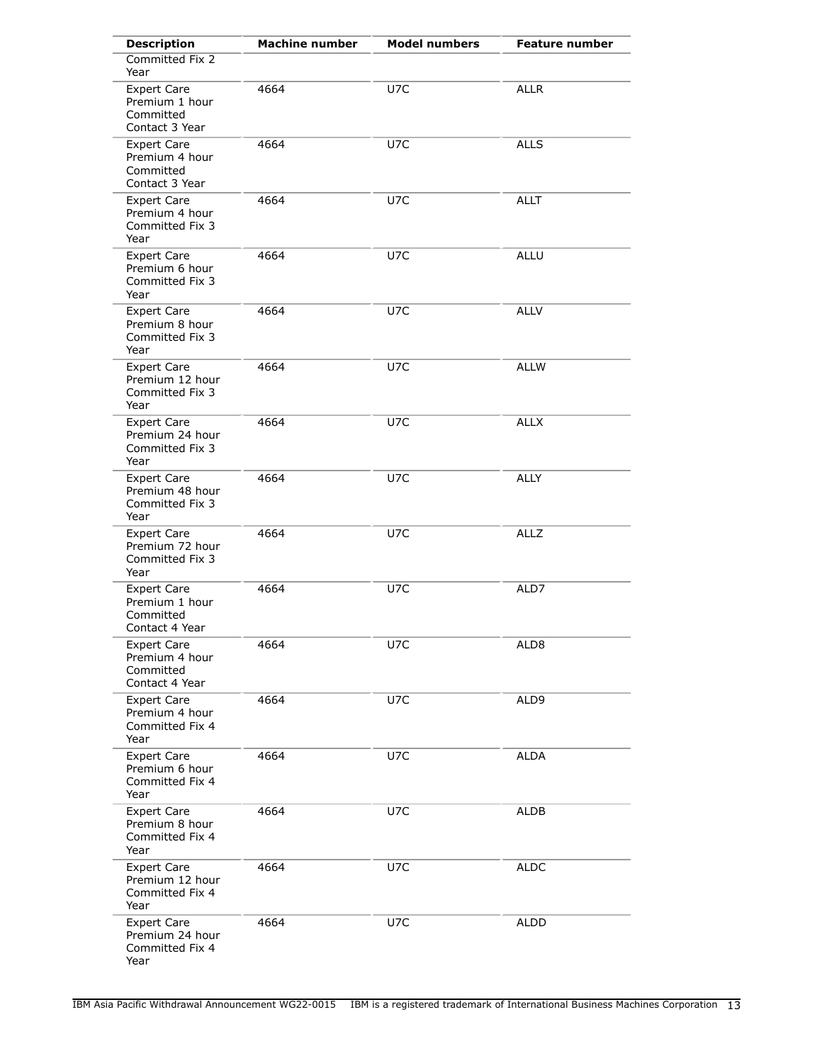| Description | Machine number | Model numbers | Feature number |
|---|---|---|---|
| Committed Fix 2 Year | | | |
| Expert Care Premium 1 hour Committed Contact 3 Year | 4664 | U7C | ALLR |
| Expert Care Premium 4 hour Committed Contact 3 Year | 4664 | U7C | ALLS |
| Expert Care Premium 4 hour Committed Fix 3 Year | 4664 | U7C | ALLT |
| Expert Care Premium 6 hour Committed Fix 3 Year | 4664 | U7C | ALLU |
| Expert Care Premium 8 hour Committed Fix 3 Year | 4664 | U7C | ALLV |
| Expert Care Premium 12 hour Committed Fix 3 Year | 4664 | U7C | ALLW |
| Expert Care Premium 24 hour Committed Fix 3 Year | 4664 | U7C | ALLX |
| Expert Care Premium 48 hour Committed Fix 3 Year | 4664 | U7C | ALLY |
| Expert Care Premium 72 hour Committed Fix 3 Year | 4664 | U7C | ALLZ |
| Expert Care Premium 1 hour Committed Contact 4 Year | 4664 | U7C | ALD7 |
| Expert Care Premium 4 hour Committed Contact 4 Year | 4664 | U7C | ALD8 |
| Expert Care Premium 4 hour Committed Fix 4 Year | 4664 | U7C | ALD9 |
| Expert Care Premium 6 hour Committed Fix 4 Year | 4664 | U7C | ALDA |
| Expert Care Premium 8 hour Committed Fix 4 Year | 4664 | U7C | ALDB |
| Expert Care Premium 12 hour Committed Fix 4 Year | 4664 | U7C | ALDC |
| Expert Care Premium 24 hour Committed Fix 4 Year | 4664 | U7C | ALDD |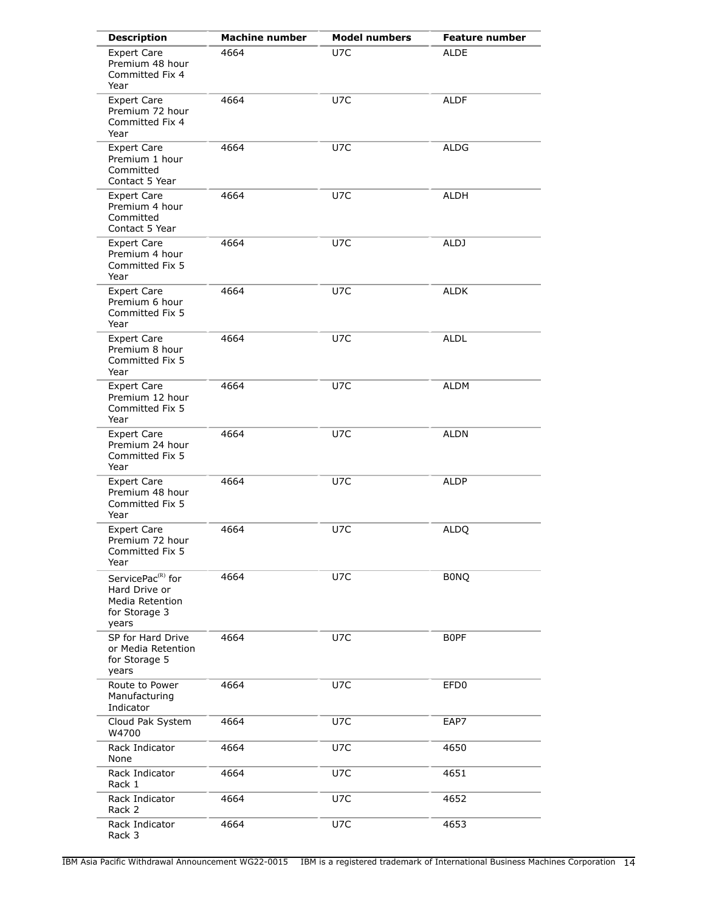| Description | Machine number | Model numbers | Feature number |
|---|---|---|---|
| Expert Care Premium 48 hour Committed Fix 4 Year | 4664 | U7C | ALDE |
| Expert Care Premium 72 hour Committed Fix 4 Year | 4664 | U7C | ALDF |
| Expert Care Premium 1 hour Committed Contact 5 Year | 4664 | U7C | ALDG |
| Expert Care Premium 4 hour Committed Contact 5 Year | 4664 | U7C | ALDH |
| Expert Care Premium 4 hour Committed Fix 5 Year | 4664 | U7C | ALDJ |
| Expert Care Premium 6 hour Committed Fix 5 Year | 4664 | U7C | ALDK |
| Expert Care Premium 8 hour Committed Fix 5 Year | 4664 | U7C | ALDL |
| Expert Care Premium 12 hour Committed Fix 5 Year | 4664 | U7C | ALDM |
| Expert Care Premium 24 hour Committed Fix 5 Year | 4664 | U7C | ALDN |
| Expert Care Premium 48 hour Committed Fix 5 Year | 4664 | U7C | ALDP |
| Expert Care Premium 72 hour Committed Fix 5 Year | 4664 | U7C | ALDQ |
| ServicePac(R) for Hard Drive or Media Retention for Storage 3 years | 4664 | U7C | B0NQ |
| SP for Hard Drive or Media Retention for Storage 5 years | 4664 | U7C | B0PF |
| Route to Power Manufacturing Indicator | 4664 | U7C | EFD0 |
| Cloud Pak System W4700 | 4664 | U7C | EAP7 |
| Rack Indicator None | 4664 | U7C | 4650 |
| Rack Indicator Rack 1 | 4664 | U7C | 4651 |
| Rack Indicator Rack 2 | 4664 | U7C | 4652 |
| Rack Indicator Rack 3 | 4664 | U7C | 4653 |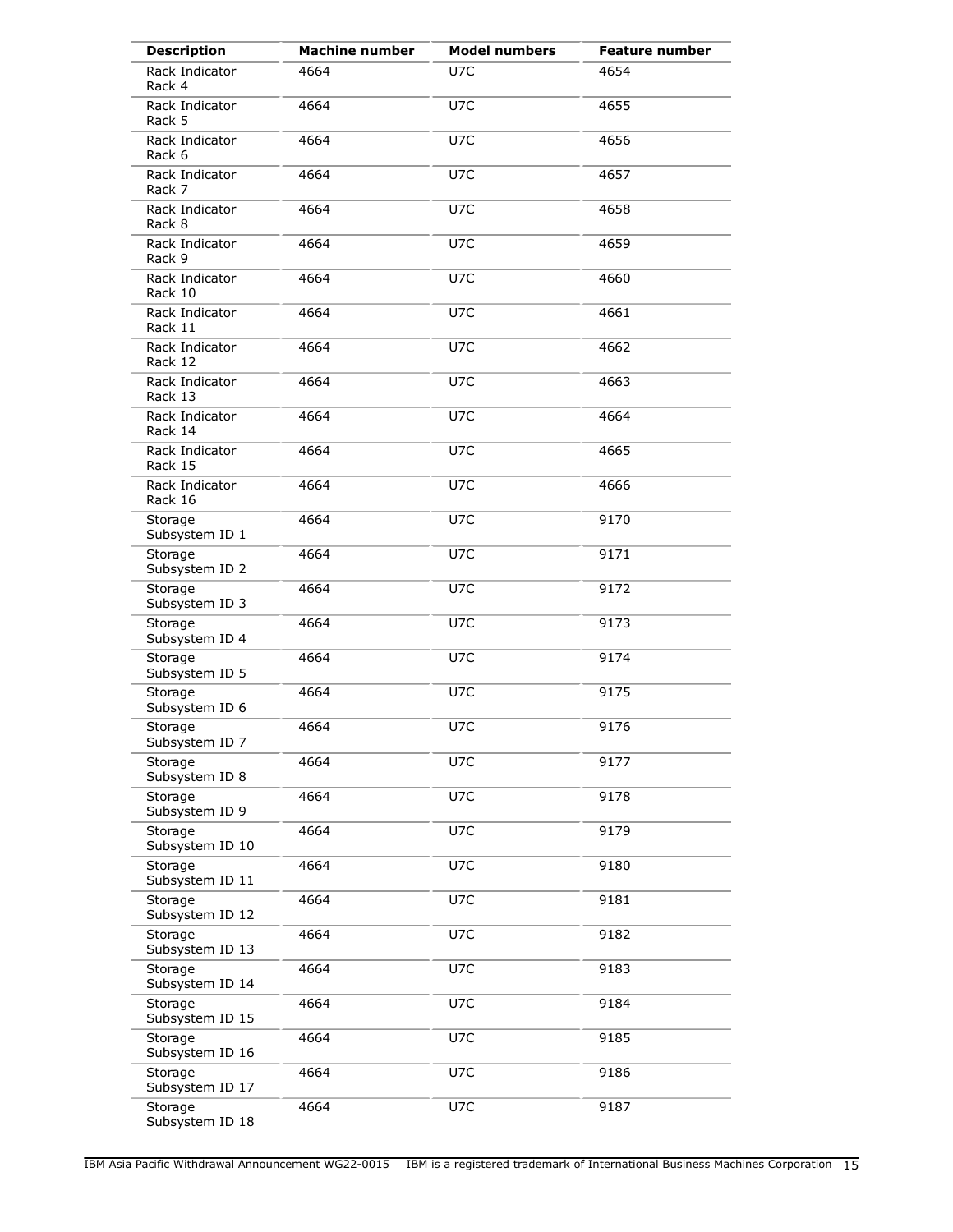| Description | Machine number | Model numbers | Feature number |
|---|---|---|---|
| Rack Indicator Rack 4 | 4664 | U7C | 4654 |
| Rack Indicator Rack 5 | 4664 | U7C | 4655 |
| Rack Indicator Rack 6 | 4664 | U7C | 4656 |
| Rack Indicator Rack 7 | 4664 | U7C | 4657 |
| Rack Indicator Rack 8 | 4664 | U7C | 4658 |
| Rack Indicator Rack 9 | 4664 | U7C | 4659 |
| Rack Indicator Rack 10 | 4664 | U7C | 4660 |
| Rack Indicator Rack 11 | 4664 | U7C | 4661 |
| Rack Indicator Rack 12 | 4664 | U7C | 4662 |
| Rack Indicator Rack 13 | 4664 | U7C | 4663 |
| Rack Indicator Rack 14 | 4664 | U7C | 4664 |
| Rack Indicator Rack 15 | 4664 | U7C | 4665 |
| Rack Indicator Rack 16 | 4664 | U7C | 4666 |
| Storage Subsystem ID 1 | 4664 | U7C | 9170 |
| Storage Subsystem ID 2 | 4664 | U7C | 9171 |
| Storage Subsystem ID 3 | 4664 | U7C | 9172 |
| Storage Subsystem ID 4 | 4664 | U7C | 9173 |
| Storage Subsystem ID 5 | 4664 | U7C | 9174 |
| Storage Subsystem ID 6 | 4664 | U7C | 9175 |
| Storage Subsystem ID 7 | 4664 | U7C | 9176 |
| Storage Subsystem ID 8 | 4664 | U7C | 9177 |
| Storage Subsystem ID 9 | 4664 | U7C | 9178 |
| Storage Subsystem ID 10 | 4664 | U7C | 9179 |
| Storage Subsystem ID 11 | 4664 | U7C | 9180 |
| Storage Subsystem ID 12 | 4664 | U7C | 9181 |
| Storage Subsystem ID 13 | 4664 | U7C | 9182 |
| Storage Subsystem ID 14 | 4664 | U7C | 9183 |
| Storage Subsystem ID 15 | 4664 | U7C | 9184 |
| Storage Subsystem ID 16 | 4664 | U7C | 9185 |
| Storage Subsystem ID 17 | 4664 | U7C | 9186 |
| Storage Subsystem ID 18 | 4664 | U7C | 9187 |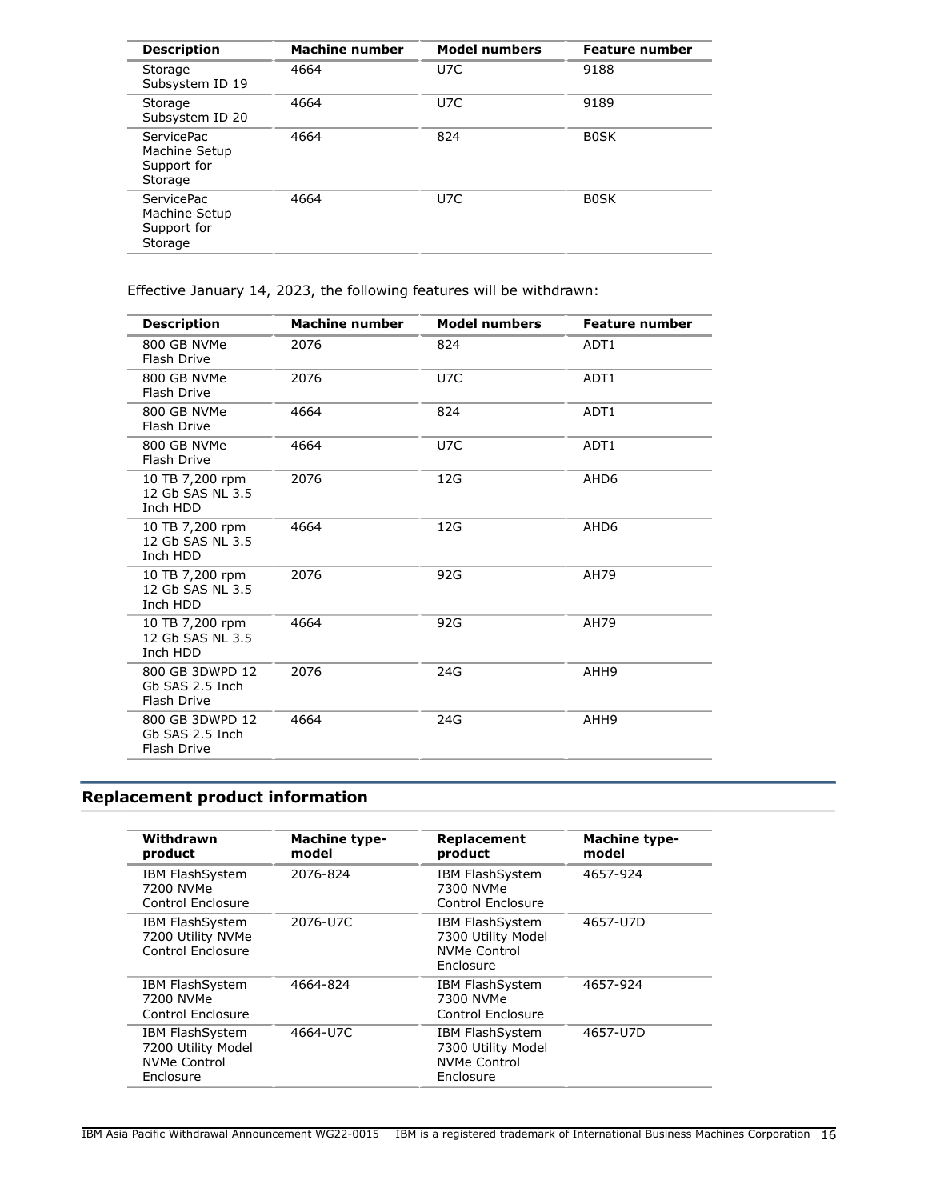| Description | Machine number | Model numbers | Feature number |
|---|---|---|---|
| Storage Subsystem ID 19 | 4664 | U7C | 9188 |
| Storage Subsystem ID 20 | 4664 | U7C | 9189 |
| ServicePac Machine Setup Support for Storage | 4664 | 824 | B0SK |
| ServicePac Machine Setup Support for Storage | 4664 | U7C | B0SK |

Effective January 14, 2023, the following features will be withdrawn:

| Description | Machine number | Model numbers | Feature number |
|---|---|---|---|
| 800 GB NVMe Flash Drive | 2076 | 824 | ADT1 |
| 800 GB NVMe Flash Drive | 2076 | U7C | ADT1 |
| 800 GB NVMe Flash Drive | 4664 | 824 | ADT1 |
| 800 GB NVMe Flash Drive | 4664 | U7C | ADT1 |
| 10 TB 7,200 rpm 12 Gb SAS NL 3.5 Inch HDD | 2076 | 12G | AHD6 |
| 10 TB 7,200 rpm 12 Gb SAS NL 3.5 Inch HDD | 4664 | 12G | AHD6 |
| 10 TB 7,200 rpm 12 Gb SAS NL 3.5 Inch HDD | 2076 | 92G | AH79 |
| 10 TB 7,200 rpm 12 Gb SAS NL 3.5 Inch HDD | 4664 | 92G | AH79 |
| 800 GB 3DWPD 12 Gb SAS 2.5 Inch Flash Drive | 2076 | 24G | AHH9 |
| 800 GB 3DWPD 12 Gb SAS 2.5 Inch Flash Drive | 4664 | 24G | AHH9 |

## Replacement product information

| Withdrawn product | Machine type-model | Replacement product | Machine type-model |
|---|---|---|---|
| IBM FlashSystem 7200 NVMe Control Enclosure | 2076-824 | IBM FlashSystem 7300 NVMe Control Enclosure | 4657-924 |
| IBM FlashSystem 7200 Utility NVMe Control Enclosure | 2076-U7C | IBM FlashSystem 7300 Utility Model NVMe Control Enclosure | 4657-U7D |
| IBM FlashSystem 7200 NVMe Control Enclosure | 4664-824 | IBM FlashSystem 7300 NVMe Control Enclosure | 4657-924 |
| IBM FlashSystem 7200 Utility Model NVMe Control Enclosure | 4664-U7C | IBM FlashSystem 7300 Utility Model NVMe Control Enclosure | 4657-U7D |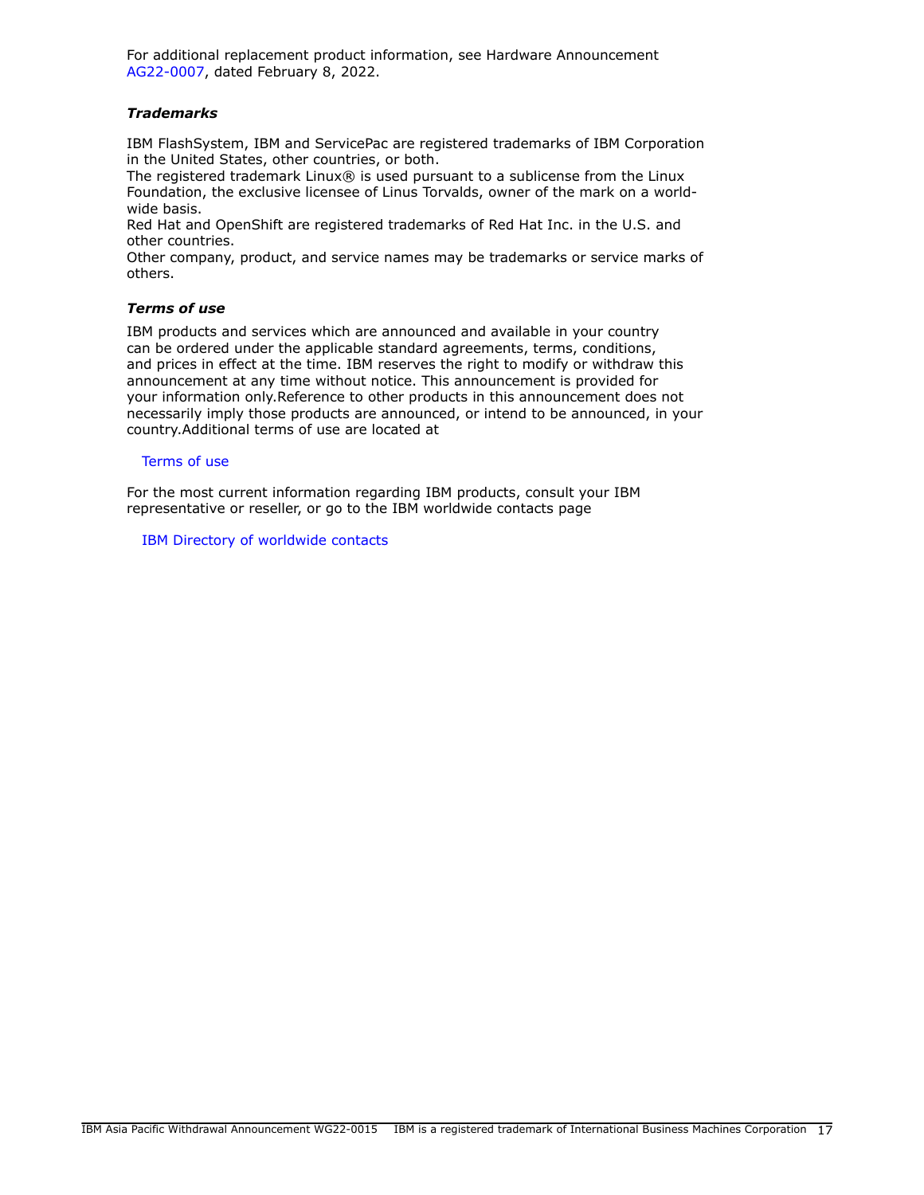For additional replacement product information, see Hardware Announcement AG22-0007, dated February 8, 2022.

### *Trademarks*

IBM FlashSystem, IBM and ServicePac are registered trademarks of IBM Corporation in the United States, other countries, or both.
The registered trademark Linux® is used pursuant to a sublicense from the Linux Foundation, the exclusive licensee of Linus Torvalds, owner of the mark on a world-wide basis.
Red Hat and OpenShift are registered trademarks of Red Hat Inc. in the U.S. and other countries.
Other company, product, and service names may be trademarks or service marks of others.

### *Terms of use*

IBM products and services which are announced and available in your country can be ordered under the applicable standard agreements, terms, conditions, and prices in effect at the time. IBM reserves the right to modify or withdraw this announcement at any time without notice. This announcement is provided for your information only.Reference to other products in this announcement does not necessarily imply those products are announced, or intend to be announced, in your country.Additional terms of use are located at

Terms of use

For the most current information regarding IBM products, consult your IBM representative or reseller, or go to the IBM worldwide contacts page

IBM Directory of worldwide contacts